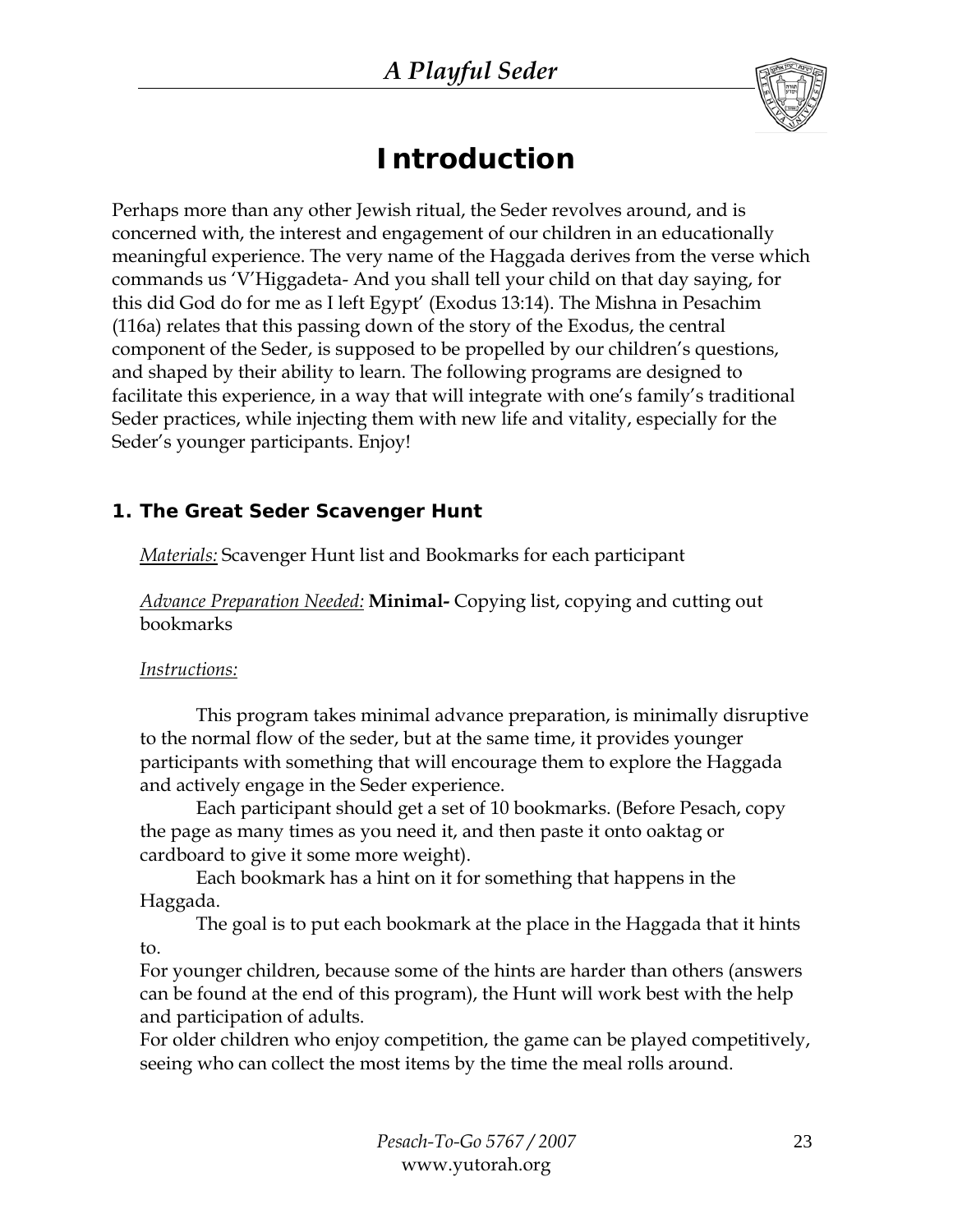# Introduction

Perhaps more than any other Jewish ritual, the Seder revolves around, and is concerned with, the interest and engagement of our children in an educationally meaningful experience. The very name of the Haggada derives from the verse which commands us 'V'Higgadeta- And you shall tell your child on that day saying, for this did God do for me as I left Egypt' (Exodus 13:14). The Mishna in Pesachim (116a) relates that this passing down of the story of the Exodus, the central component of the Seder, is supposed to be propelled by our children's questions, and shaped by their ability to learn. The following programs are designed to facilitate this experience, in a way that will integrate with one's family's traditional Seder practices, while injecting them with new life and vitality, especially for the Seder's younger participants. Enjoy!

## 1. The Great Seder Scavenger Hunt

*Materials:* Scavenger Hunt list and Bookmarks for each participant

*Advance Preparation Needed:* **Minimal-** Copying list, copying and cutting out bookmarks

*Instructions:*

This program takes minimal advance preparation, is minimally disruptive to the normal flow of the seder, but at the same time, it provides younger participants with something that will encourage them to explore the Haggada and actively engage in the Seder experience.

Each participant should get a set of 10 bookmarks. (Before Pesach, copy the page as many times as you need it, and then paste it onto oaktag or cardboard to give it some more weight).

Each bookmark has a hint on it for something that happens in the Haggada.

The goal is to put each bookmark at the place in the Haggada that it hints to.

For younger children, because some of the hints are harder than others (answers can be found at the end of this program), the Hunt will work best with the help and participation of adults.

For older children who enjoy competition, the game can be played competitively, seeing who can collect the most items by the time the meal rolls around.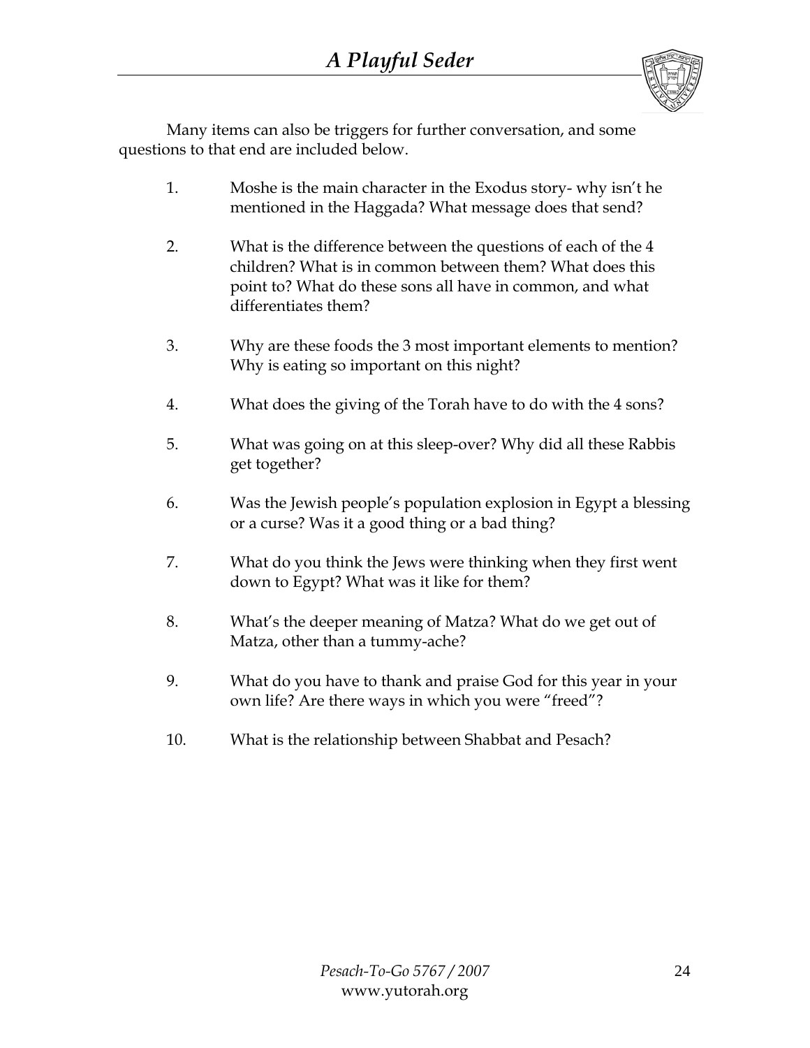Many items can also be triggers for further conversation, and some questions to that end are included below.

1. Moshe is the main character in the Exodus story- why isn't he mentioned in the Haggada? What message does that send?

2. What is the difference between the questions of each of the 4 children? What is in common between them? What does this point to? What do these sons all have in common, and what differentiates them?

3. Why are these foods the 3 most important elements to mention? Why is eating so important on this night?

4. What does the giving of the Torah have to do with the 4 sons?

5. What was going on at this sleep-over? Why did all these Rabbis get together?

6. Was the Jewish people's population explosion in Egypt a blessing or a curse? Was it a good thing or a bad thing?

7. What do you think the Jews were thinking when they first went down to Egypt? What was it like for them?

8. What's the deeper meaning of Matza? What do we get out of Matza, other than a tummy-ache?

9. What do you have to thank and praise God for this year in your own life? Are there ways in which you were "freed"?

10. What is the relationship between Shabbat and Pesach?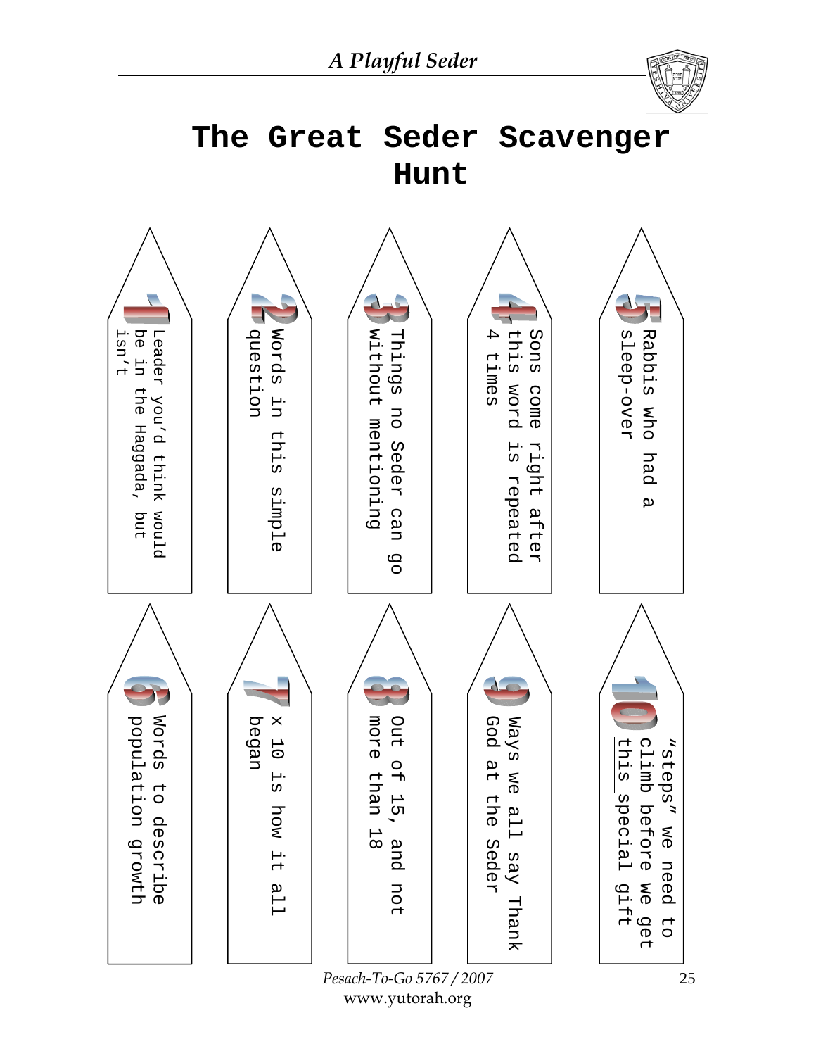# The Great Seder Scavenger Hunt

1. Leader you'd think would be in the Haggada, but isn't
2. Words in this simple question
3. Things no Seder can go without mentioning
4. Sons come right after this word is repeated 4 times
5. Rabbis who had a sleep-over
6. Words to describe population growth
7. x 10 is how it all began
8. Out of 15, and not more than 18
9. Ways we all say Thank God at the Seder
10. "steps" we need to climb before we get this special gift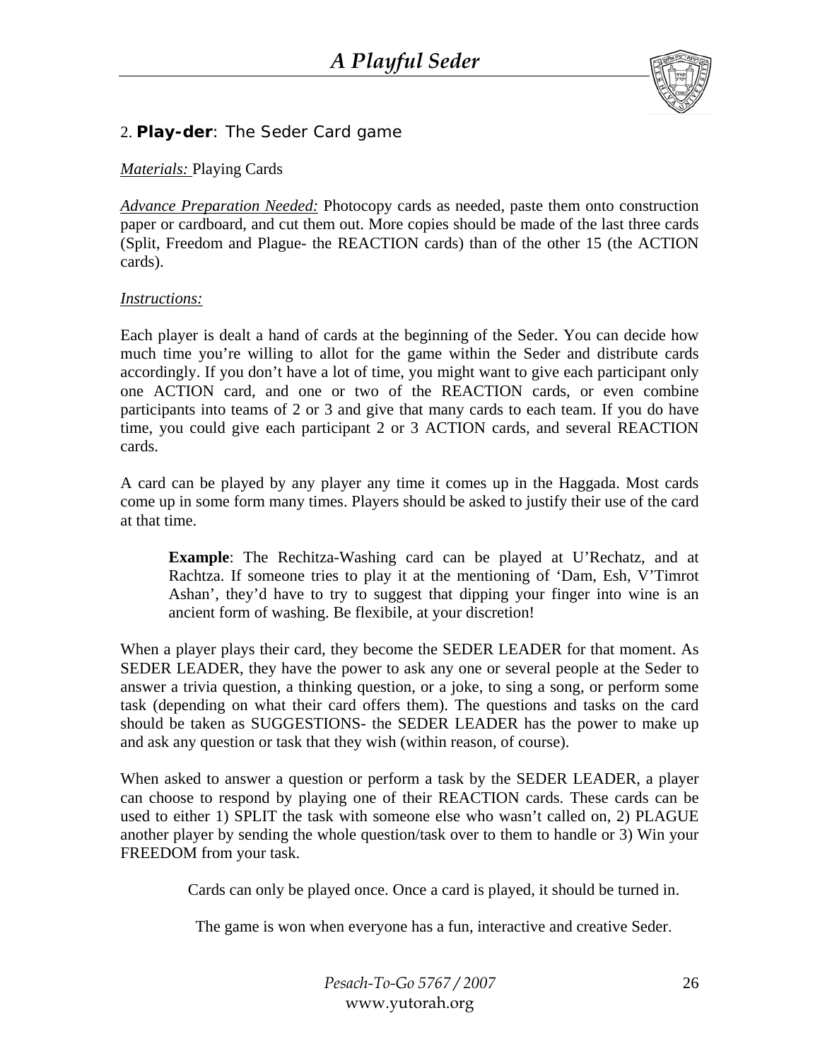## 2. **Play-der**: The Seder Card game

*Materials:* Playing Cards

*Advance Preparation Needed:* Photocopy cards as needed, paste them onto construction paper or cardboard, and cut them out. More copies should be made of the last three cards (Split, Freedom and Plague- the REACTION cards) than of the other 15 (the ACTION cards).

*Instructions:*

Each player is dealt a hand of cards at the beginning of the Seder. You can decide how much time you're willing to allot for the game within the Seder and distribute cards accordingly. If you don't have a lot of time, you might want to give each participant only one ACTION card, and one or two of the REACTION cards, or even combine participants into teams of 2 or 3 and give that many cards to each team. If you do have time, you could give each participant 2 or 3 ACTION cards, and several REACTION cards.

A card can be played by any player any time it comes up in the Haggada. Most cards come up in some form many times. Players should be asked to justify their use of the card at that time.

> **Example**: The Rechitza-Washing card can be played at U'Rechatz, and at Rachtza. If someone tries to play it at the mentioning of 'Dam, Esh, V'Timrot Ashan', they'd have to try to suggest that dipping your finger into wine is an ancient form of washing. Be flexibile, at your discretion!

When a player plays their card, they become the SEDER LEADER for that moment. As SEDER LEADER, they have the power to ask any one or several people at the Seder to answer a trivia question, a thinking question, or a joke, to sing a song, or perform some task (depending on what their card offers them). The questions and tasks on the card should be taken as SUGGESTIONS- the SEDER LEADER has the power to make up and ask any question or task that they wish (within reason, of course).

When asked to answer a question or perform a task by the SEDER LEADER, a player can choose to respond by playing one of their REACTION cards. These cards can be used to either 1) SPLIT the task with someone else who wasn't called on, 2) PLAGUE another player by sending the whole question/task over to them to handle or 3) Win your FREEDOM from your task.

Cards can only be played once. Once a card is played, it should be turned in.

The game is won when everyone has a fun, interactive and creative Seder.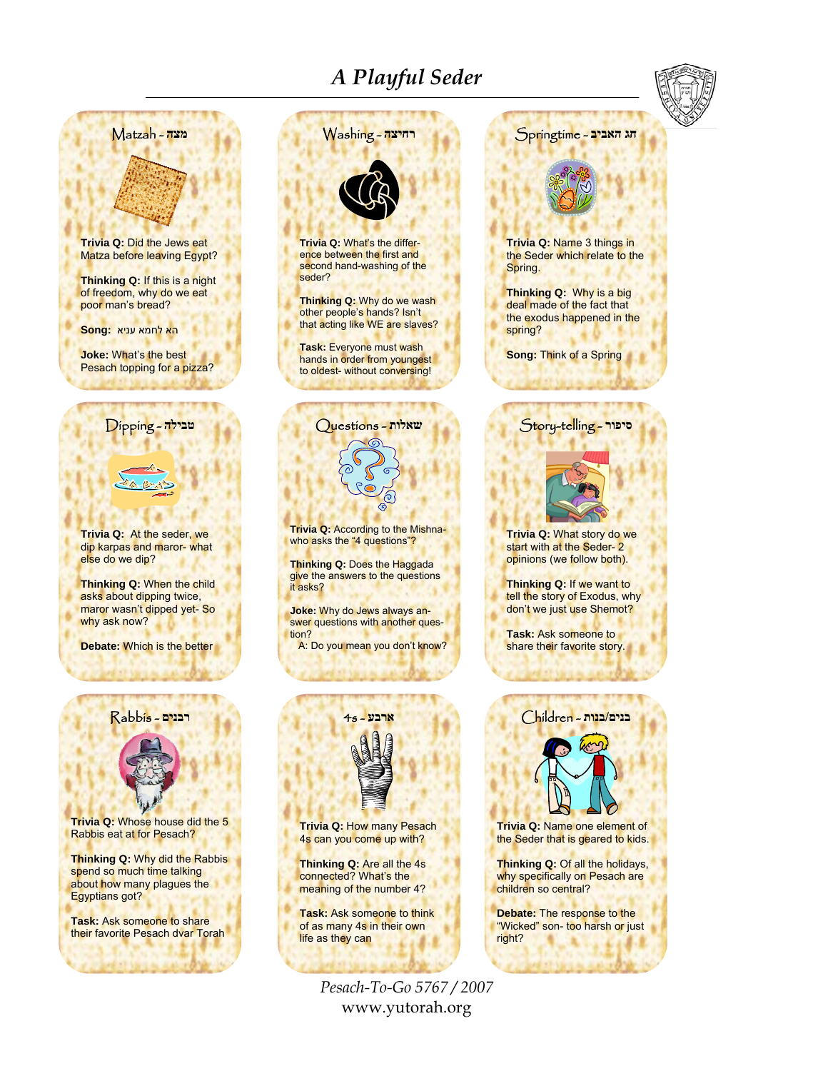# A Playful Seder

## Matzah - מצה

**Trivia Q:** Did the Jews eat Matza before leaving Egypt?

**Thinking Q:** If this is a night of freedom, why do we eat poor man's bread?

**Song:** הא לחמא עניא

**Joke:** What's the best Pesach topping for a pizza?

## Washing - רחיצה

**Trivia Q:** What's the difference between the first and second hand-washing of the seder?

**Thinking Q:** Why do we wash other people's hands? Isn't that acting like WE are slaves?

**Task:** Everyone must wash hands in order from youngest to oldest- without conversing!

## Springtime - חג האביב

**Trivia Q:** Name 3 things in the Seder which relate to the Spring.

**Thinking Q:** Why is a big deal made of the fact that the exodus happened in the spring?

**Song:** Think of a Spring

## Dipping - טבילה

**Trivia Q:** At the seder, we dip karpas and maror- what else do we dip?

**Thinking Q:** When the child asks about dipping twice, maror wasn't dipped yet- So why ask now?

**Debate:** Which is the better

## Questions - שאלות

**Trivia Q:** According to the Mishna- who asks the "4 questions"?

**Thinking Q:** Does the Haggada give the answers to the questions it asks?

**Joke:** Why do Jews always answer questions with another question?
A: Do you mean you don't know?

## Story-telling - סיפור

**Trivia Q:** What story do we start with at the Seder- 2 opinions (we follow both).

**Thinking Q:** If we want to tell the story of Exodus, why don't we just use Shemot?

**Task:** Ask someone to share their favorite story.

## Rabbis - רבנים

**Trivia Q:** Whose house did the 5 Rabbis eat at for Pesach?

**Thinking Q:** Why did the Rabbis spend so much time talking about how many plagues the Egyptians got?

**Task:** Ask someone to share their favorite Pesach dvar Torah

## 4s - ארבע

**Trivia Q:** How many Pesach 4s can you come up with?

**Thinking Q:** Are all the 4s connected? What's the meaning of the number 4?

**Task:** Ask someone to think of as many 4s in their own life as they can

## Children - בנים/בנות

**Trivia Q:** Name one element of the Seder that is geared to kids.

**Thinking Q:** Of all the holidays, why specifically on Pesach are children so central?

**Debate:** The response to the "Wicked" son- too harsh or just right?

*Pesach-To-Go 5767 / 2007*
www.yutorah.org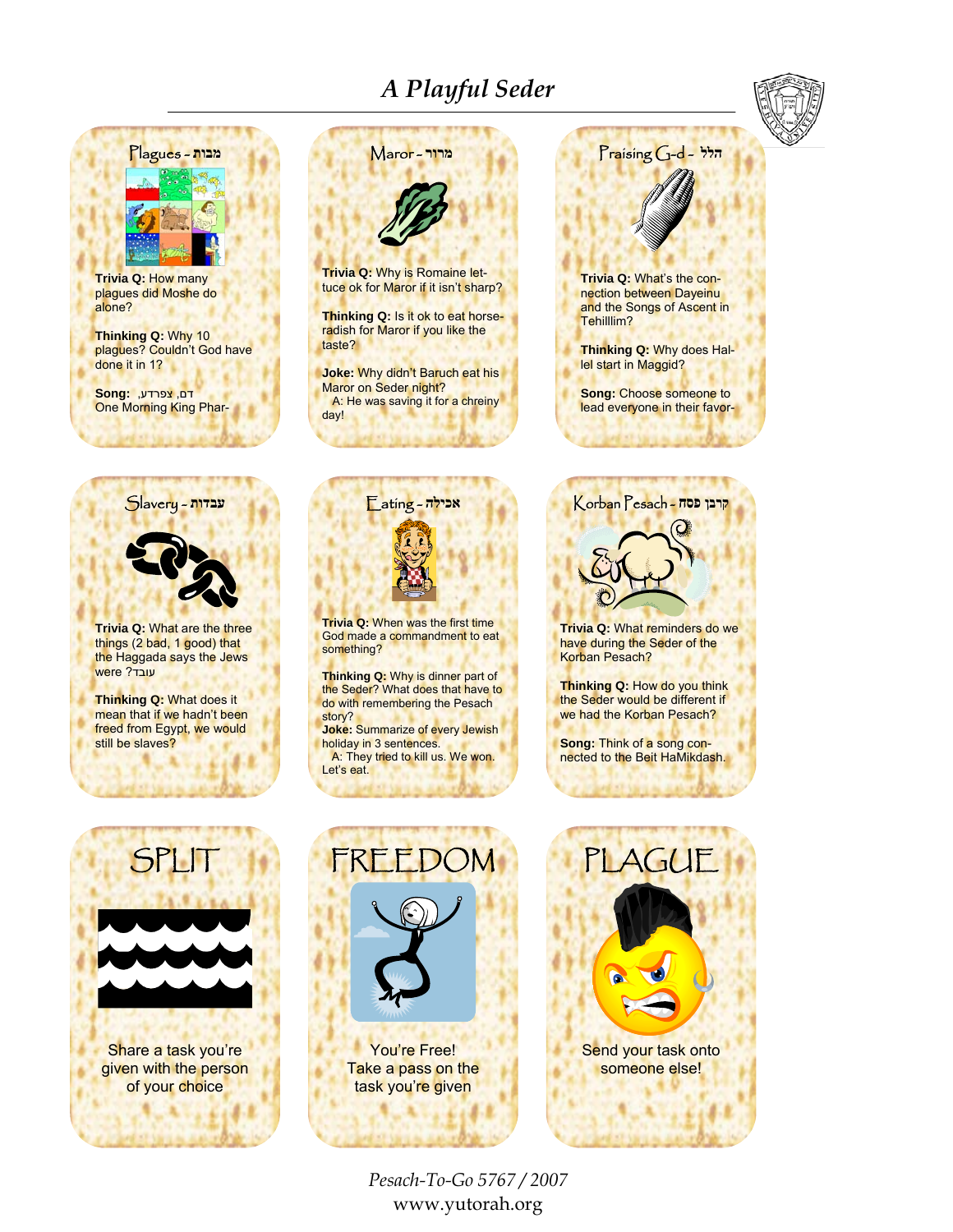# A Playful Seder

## Plagues - מכות

**Trivia Q:** How many plagues did Moshe do alone?

**Thinking Q:** Why 10 plagues? Couldn't God have done it in 1?

**Song:** דם, צפרדע, One Morning King Phar-

## Maror - מרור

**Trivia Q:** Why is Romaine lettuce ok for Maror if it isn't sharp?

**Thinking Q:** Is it ok to eat horseradish for Maror if you like the taste?

**Joke:** Why didn't Baruch eat his Maror on Seder night?
A: He was saving it for a chreiny day!

## Praising G-d - הלל

**Trivia Q:** What's the connection between Dayeinu and the Songs of Ascent in Tehilllim?

**Thinking Q:** Why does Hallel start in Maggid?

**Song:** Choose someone to lead everyone in their favor-

## Slavery - עבדות

**Trivia Q:** What are the three things (2 bad, 1 good) that the Haggada says the Jews were עובד?

**Thinking Q:** What does it mean that if we hadn't been freed from Egypt, we would still be slaves?

## Eating - אכילה

**Trivia Q:** When was the first time God made a commandment to eat something?

**Thinking Q:** Why is dinner part of the Seder? What does that have to do with remembering the Pesach story?

**Joke:** Summarize of every Jewish holiday in 3 sentences.
A: They tried to kill us. We won. Let's eat.

## Korban Pesach - קרבן פסח

**Trivia Q:** What reminders do we have during the Seder of the Korban Pesach?

**Thinking Q:** How do you think the Seder would be different if we had the Korban Pesach?

**Song:** Think of a song connected to the Beit HaMikdash.

## SPLIT

Share a task you're given with the person of your choice

## FREEDOM

You're Free!
Take a pass on the task you're given

## PLAGUE

Send your task onto someone else!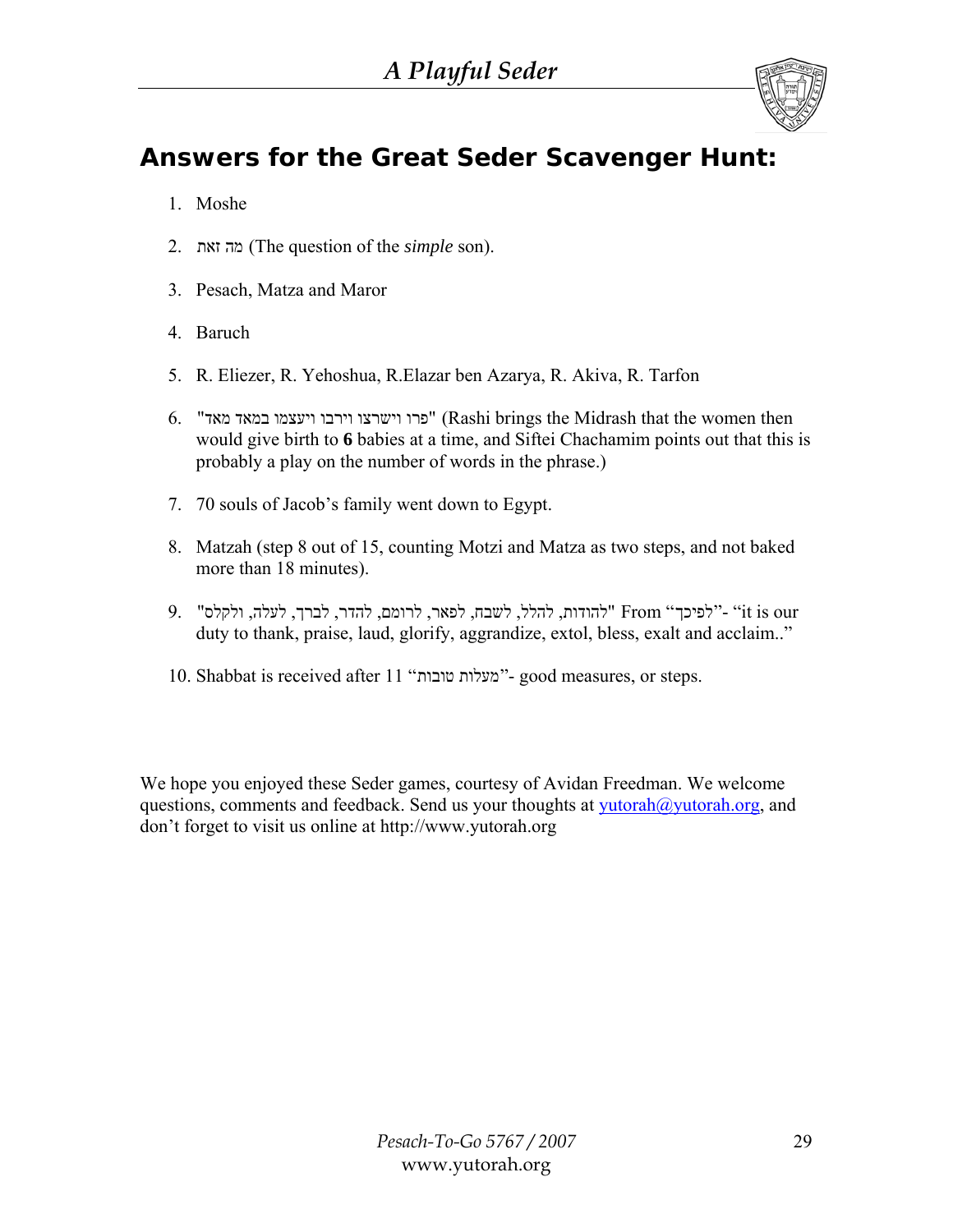## Answers for the Great Seder Scavenger Hunt:

1. Moshe
2. מה זאת (The question of the *simple* son).
3. Pesach, Matza and Maror
4. Baruch
5. R. Eliezer, R. Yehoshua, R.Elazar ben Azarya, R. Akiva, R. Tarfon
6. "פרו וישרצו וירבו ויעצמו במאד מאד" (Rashi brings the Midrash that the women then would give birth to **6** babies at a time, and Siftei Chachamim points out that this is probably a play on the number of words in the phrase.)
7. 70 souls of Jacob's family went down to Egypt.
8. Matzah (step 8 out of 15, counting Motzi and Matza as two steps, and not baked more than 18 minutes).
9. "להודות, להלל, לשבח, לפאר, לרומם, להדר, לברך, לעלה, ולקלס" From "לפיכך"- "it is our duty to thank, praise, laud, glorify, aggrandize, extol, bless, exalt and acclaim.."
10. Shabbat is received after 11 "מעלות טובות"- good measures, or steps.

We hope you enjoyed these Seder games, courtesy of Avidan Freedman. We welcome questions, comments and feedback. Send us your thoughts at yutorah@yutorah.org, and don't forget to visit us online at http://www.yutorah.org